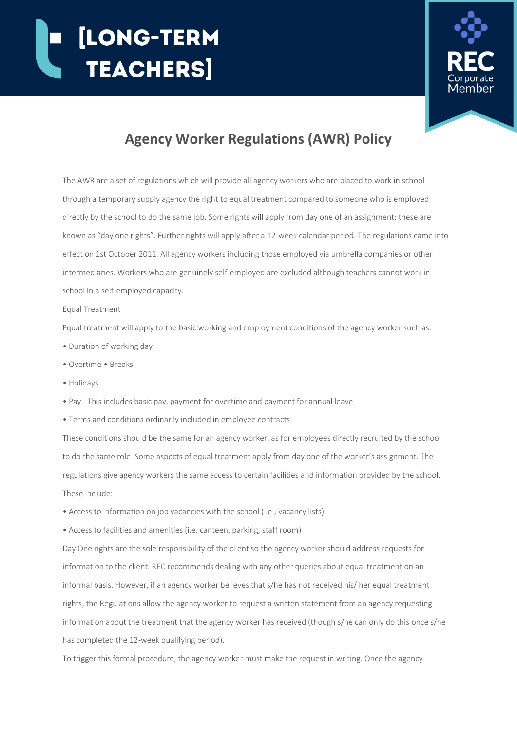# [LONG-TERM TEACHERS]

REC Corporate Member

## Agency Worker Regulations (AWR) Policy

The AWR are a set of regulations which will provide all agency workers who are placed to work in school through a temporary supply agency the right to equal treatment compared to someone who is employed directly by the school to do the same job. Some rights will apply from day one of an assignment; these are known as "day one rights". Further rights will apply after a 12-week calendar period. The regulations came into effect on 1st October 2011. All agency workers including those employed via umbrella companies or other intermediaries. Workers who are genuinely self-employed are excluded although teachers cannot work in school in a self-employed capacity.

Equal Treatment

Equal treatment will apply to the basic working and employment conditions of the agency worker such as:

- Duration of working day
- Overtime • Breaks
- Holidays
- Pay - This includes basic pay, payment for overtime and payment for annual leave
- Terms and conditions ordinarily included in employee contracts.

These conditions should be the same for an agency worker, as for employees directly recruited by the school to do the same role. Some aspects of equal treatment apply from day one of the worker's assignment. The regulations give agency workers the same access to certain facilities and information provided by the school. These include:

- Access to information on job vacancies with the school (i.e., vacancy lists)
- Access to facilities and amenities (i.e. canteen, parking, staff room)

Day One rights are the sole responsibility of the client so the agency worker should address requests for information to the client. REC recommends dealing with any other queries about equal treatment on an informal basis. However, if an agency worker believes that s/he has not received his/ her equal treatment rights, the Regulations allow the agency worker to request a written statement from an agency requesting information about the treatment that the agency worker has received (though s/he can only do this once s/he has completed the 12-week qualifying period).

To trigger this formal procedure, the agency worker must make the request in writing. Once the agency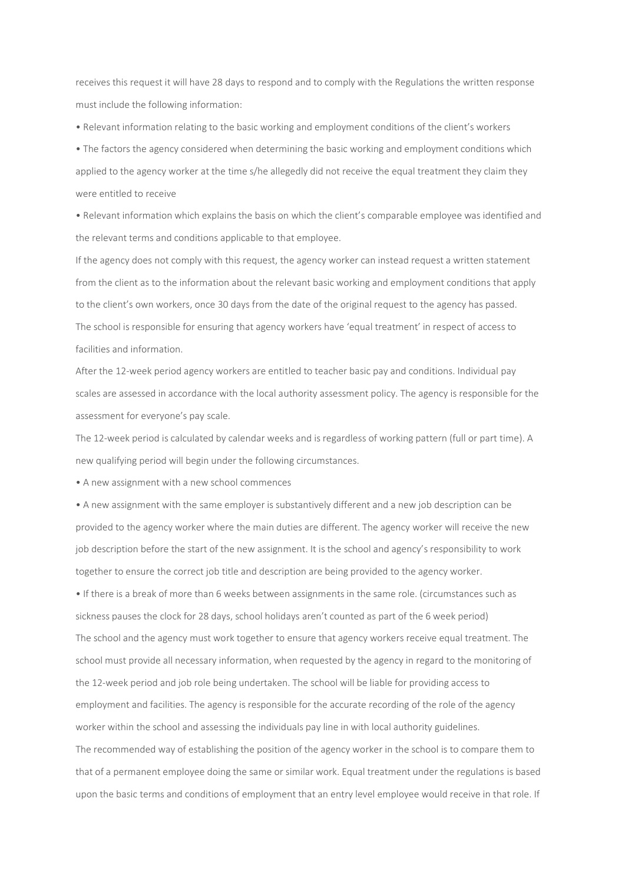receives this request it will have 28 days to respond and to comply with the Regulations the written response must include the following information:

- Relevant information relating to the basic working and employment conditions of the client's workers
- The factors the agency considered when determining the basic working and employment conditions which applied to the agency worker at the time s/he allegedly did not receive the equal treatment they claim they were entitled to receive
- Relevant information which explains the basis on which the client's comparable employee was identified and the relevant terms and conditions applicable to that employee.

If the agency does not comply with this request, the agency worker can instead request a written statement from the client as to the information about the relevant basic working and employment conditions that apply to the client's own workers, once 30 days from the date of the original request to the agency has passed.

The school is responsible for ensuring that agency workers have 'equal treatment' in respect of access to facilities and information.

After the 12-week period agency workers are entitled to teacher basic pay and conditions. Individual pay scales are assessed in accordance with the local authority assessment policy. The agency is responsible for the assessment for everyone's pay scale.

The 12-week period is calculated by calendar weeks and is regardless of working pattern (full or part time). A new qualifying period will begin under the following circumstances.

- A new assignment with a new school commences
- A new assignment with the same employer is substantively different and a new job description can be provided to the agency worker where the main duties are different. The agency worker will receive the new job description before the start of the new assignment. It is the school and agency's responsibility to work together to ensure the correct job title and description are being provided to the agency worker.
- If there is a break of more than 6 weeks between assignments in the same role. (circumstances such as sickness pauses the clock for 28 days, school holidays aren't counted as part of the 6 week period)

The school and the agency must work together to ensure that agency workers receive equal treatment. The school must provide all necessary information, when requested by the agency in regard to the monitoring of the 12-week period and job role being undertaken. The school will be liable for providing access to employment and facilities. The agency is responsible for the accurate recording of the role of the agency worker within the school and assessing the individuals pay line in with local authority guidelines.

The recommended way of establishing the position of the agency worker in the school is to compare them to that of a permanent employee doing the same or similar work. Equal treatment under the regulations is based upon the basic terms and conditions of employment that an entry level employee would receive in that role. If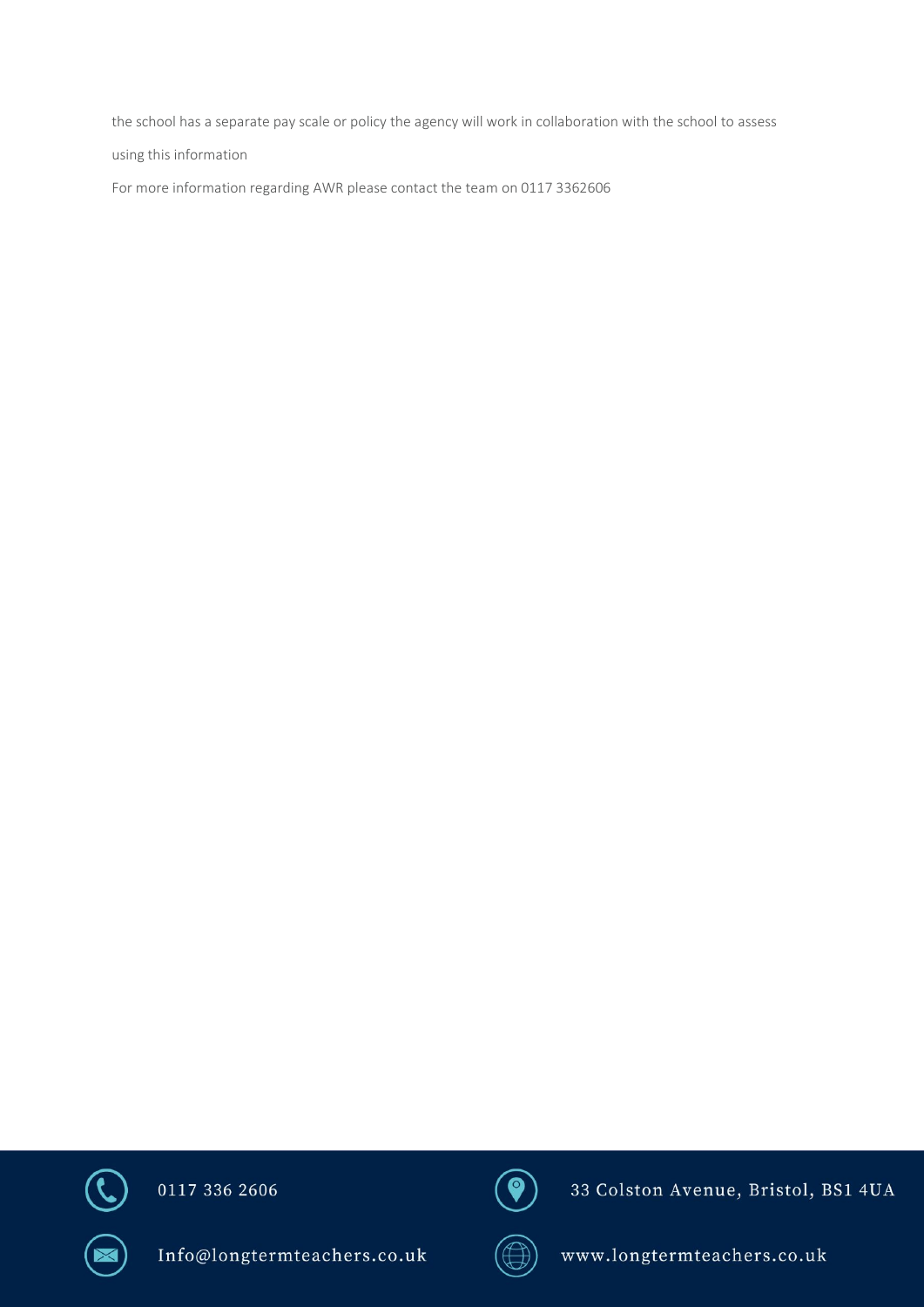the school has a separate pay scale or policy the agency will work in collaboration with the school to assess using this information

For more information regarding AWR please contact the team on 0117 3362606